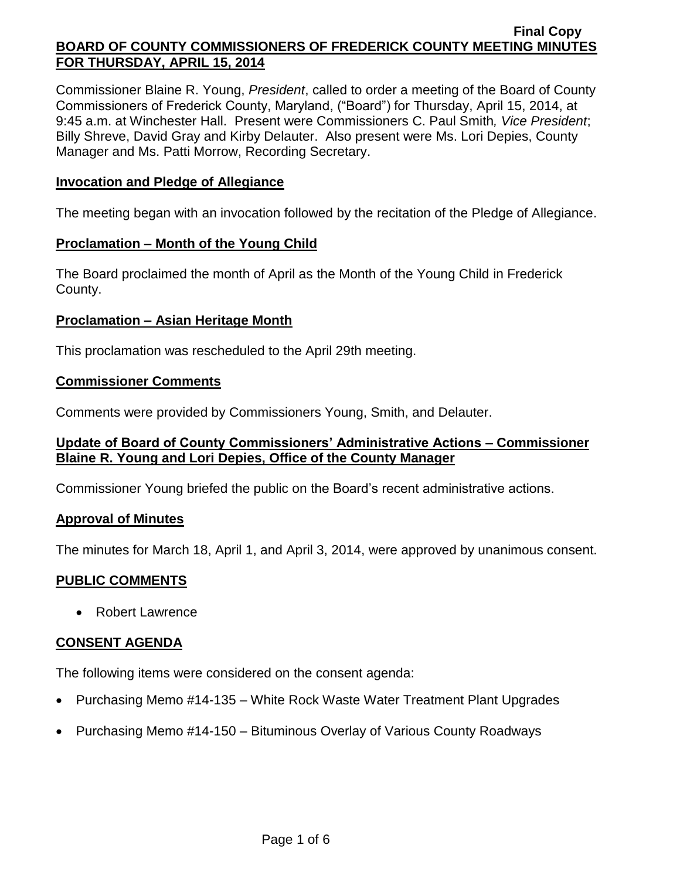**Final Copy**

# BOARD OF COUNTY COMMISSIONERS OF FREDERICK COUNTY MEETING MINUTES FOR THURSDAY, APRIL 15, 2014

Commissioner Blaine R. Young, *President*, called to order a meeting of the Board of County Commissioners of Frederick County, Maryland, ("Board") for Thursday, April 15, 2014, at 9:45 a.m. at Winchester Hall. Present were Commissioners C. Paul Smith*, Vice President*; Billy Shreve, David Gray and Kirby Delauter. Also present were Ms. Lori Depies, County Manager and Ms. Patti Morrow, Recording Secretary.

## Invocation and Pledge of Allegiance

The meeting began with an invocation followed by the recitation of the Pledge of Allegiance.

## Proclamation – Month of the Young Child

The Board proclaimed the month of April as the Month of the Young Child in Frederick County.

## Proclamation – Asian Heritage Month

This proclamation was rescheduled to the April 29th meeting.

## Commissioner Comments

Comments were provided by Commissioners Young, Smith, and Delauter.

## Update of Board of County Commissioners' Administrative Actions – Commissioner Blaine R. Young and Lori Depies, Office of the County Manager

Commissioner Young briefed the public on the Board's recent administrative actions.

## Approval of Minutes

The minutes for March 18, April 1, and April 3, 2014, were approved by unanimous consent.

## PUBLIC COMMENTS

- Robert Lawrence

## CONSENT AGENDA

The following items were considered on the consent agenda:

- Purchasing Memo #14-135 – White Rock Waste Water Treatment Plant Upgrades
- Purchasing Memo #14-150 – Bituminous Overlay of Various County Roadways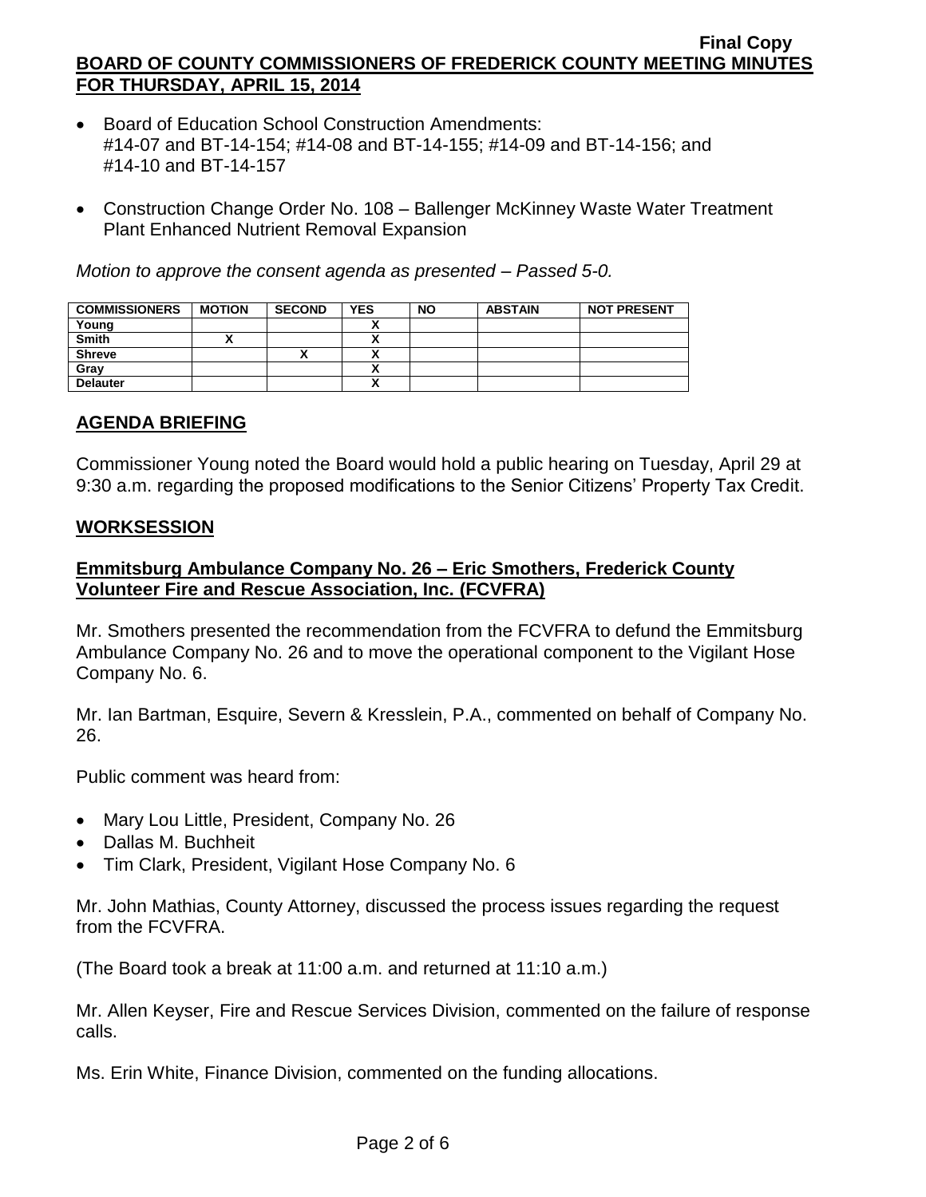- Board of Education School Construction Amendments: #14-07 and BT-14-154; #14-08 and BT-14-155; #14-09 and BT-14-156; and #14-10 and BT-14-157
- Construction Change Order No. 108 – Ballenger McKinney Waste Water Treatment Plant Enhanced Nutrient Removal Expansion

*Motion to approve the consent agenda as presented – Passed 5-0.*

| COMMISSIONERS | MOTION | SECOND | YES | NO | ABSTAIN | NOT PRESENT |
|---|---|---|---|---|---|---|
| Young | | | X | | | |
| Smith | X | | X | | | |
| Shreve | | X | X | | | |
| Gray | | | X | | | |
| Delauter | | | X | | | |

## AGENDA BRIEFING

Commissioner Young noted the Board would hold a public hearing on Tuesday, April 29 at 9:30 a.m. regarding the proposed modifications to the Senior Citizens' Property Tax Credit.

## WORKSESSION

### Emmitsburg Ambulance Company No. 26 – Eric Smothers, Frederick County Volunteer Fire and Rescue Association, Inc. (FCVFRA)

Mr. Smothers presented the recommendation from the FCVFRA to defund the Emmitsburg Ambulance Company No. 26 and to move the operational component to the Vigilant Hose Company No. 6.

Mr. Ian Bartman, Esquire, Severn & Kresslein, P.A., commented on behalf of Company No. 26.

Public comment was heard from:

- Mary Lou Little, President, Company No. 26
- Dallas M. Buchheit
- Tim Clark, President, Vigilant Hose Company No. 6

Mr. John Mathias, County Attorney, discussed the process issues regarding the request from the FCVFRA.

(The Board took a break at 11:00 a.m. and returned at 11:10 a.m.)

Mr. Allen Keyser, Fire and Rescue Services Division, commented on the failure of response calls.

Ms. Erin White, Finance Division, commented on the funding allocations.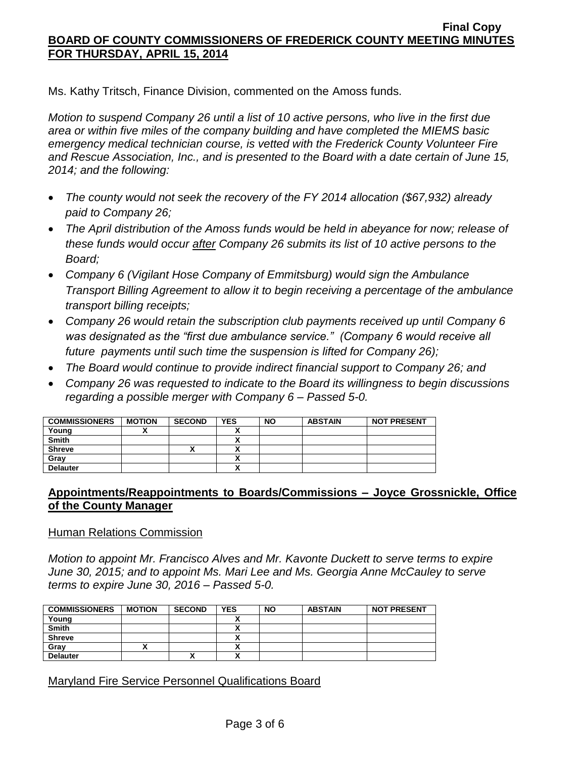Ms. Kathy Tritsch, Finance Division, commented on the Amoss funds.

*Motion to suspend Company 26 until a list of 10 active persons, who live in the first due area or within five miles of the company building and have completed the MIEMS basic emergency medical technician course, is vetted with the Frederick County Volunteer Fire and Rescue Association, Inc., and is presented to the Board with a date certain of June 15, 2014; and the following:*

- *The county would not seek the recovery of the FY 2014 allocation ($67,932) already paid to Company 26;*
- *The April distribution of the Amoss funds would be held in abeyance for now; release of these funds would occur after Company 26 submits its list of 10 active persons to the Board;*
- *Company 6 (Vigilant Hose Company of Emmitsburg) would sign the Ambulance Transport Billing Agreement to allow it to begin receiving a percentage of the ambulance transport billing receipts;*
- *Company 26 would retain the subscription club payments received up until Company 6 was designated as the "first due ambulance service." (Company 6 would receive all future payments until such time the suspension is lifted for Company 26);*
- *The Board would continue to provide indirect financial support to Company 26; and*
- *Company 26 was requested to indicate to the Board its willingness to begin discussions regarding a possible merger with Company 6 – Passed 5-0.*

| COMMISSIONERS | MOTION | SECOND | YES | NO | ABSTAIN | NOT PRESENT |
|---|---|---|---|---|---|---|
| Young | X | | X | | | |
| Smith | | | X | | | |
| Shreve | | X | X | | | |
| Gray | | | X | | | |
| Delauter | | | X | | | |

## Appointments/Reappointments to Boards/Commissions – Joyce Grossnickle, Office of the County Manager

### Human Relations Commission

*Motion to appoint Mr. Francisco Alves and Mr. Kavonte Duckett to serve terms to expire June 30, 2015; and to appoint Ms. Mari Lee and Ms. Georgia Anne McCauley to serve terms to expire June 30, 2016 – Passed 5-0.*

| COMMISSIONERS | MOTION | SECOND | YES | NO | ABSTAIN | NOT PRESENT |
|---|---|---|---|---|---|---|
| Young | | | X | | | |
| Smith | | | X | | | |
| Shreve | | | X | | | |
| Gray | X | | X | | | |
| Delauter | | X | X | | | |

### Maryland Fire Service Personnel Qualifications Board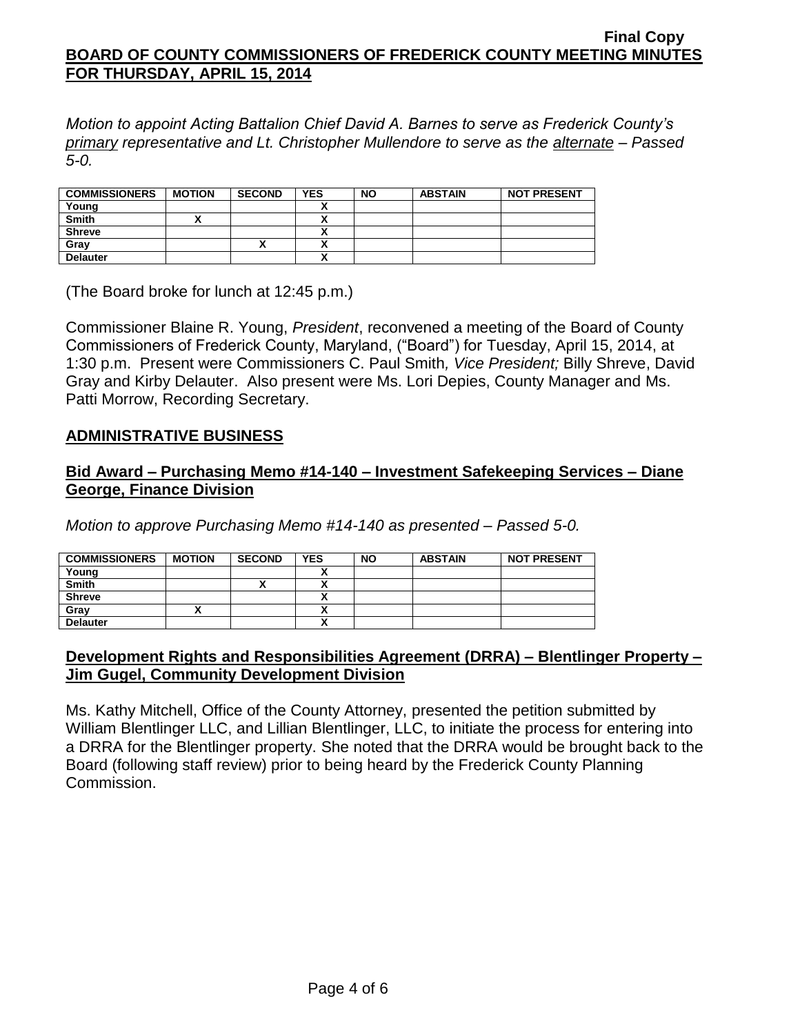*Motion to appoint Acting Battalion Chief David A. Barnes to serve as Frederick County's primary representative and Lt. Christopher Mullendore to serve as the alternate – Passed 5-0.*

| COMMISSIONERS | MOTION | SECOND | YES | NO | ABSTAIN | NOT PRESENT |
|---|---|---|---|---|---|---|
| Young | | | X | | | |
| Smith | X | | X | | | |
| Shreve | | | X | | | |
| Gray | | X | X | | | |
| Delauter | | | X | | | |

(The Board broke for lunch at 12:45 p.m.)

Commissioner Blaine R. Young, *President*, reconvened a meeting of the Board of County Commissioners of Frederick County, Maryland, ("Board") for Tuesday, April 15, 2014, at 1:30 p.m. Present were Commissioners C. Paul Smith*, Vice President;* Billy Shreve, David Gray and Kirby Delauter. Also present were Ms. Lori Depies, County Manager and Ms. Patti Morrow, Recording Secretary.

## ADMINISTRATIVE BUSINESS

### Bid Award – Purchasing Memo #14-140 – Investment Safekeeping Services – Diane George, Finance Division

*Motion to approve Purchasing Memo #14-140 as presented – Passed 5-0.*

| COMMISSIONERS | MOTION | SECOND | YES | NO | ABSTAIN | NOT PRESENT |
|---|---|---|---|---|---|---|
| Young | | | X | | | |
| Smith | | X | X | | | |
| Shreve | | | X | | | |
| Gray | X | | X | | | |
| Delauter | | | X | | | |

### Development Rights and Responsibilities Agreement (DRRA) – Blentlinger Property – Jim Gugel, Community Development Division

Ms. Kathy Mitchell, Office of the County Attorney, presented the petition submitted by William Blentlinger LLC, and Lillian Blentlinger, LLC, to initiate the process for entering into a DRRA for the Blentlinger property. She noted that the DRRA would be brought back to the Board (following staff review) prior to being heard by the Frederick County Planning Commission.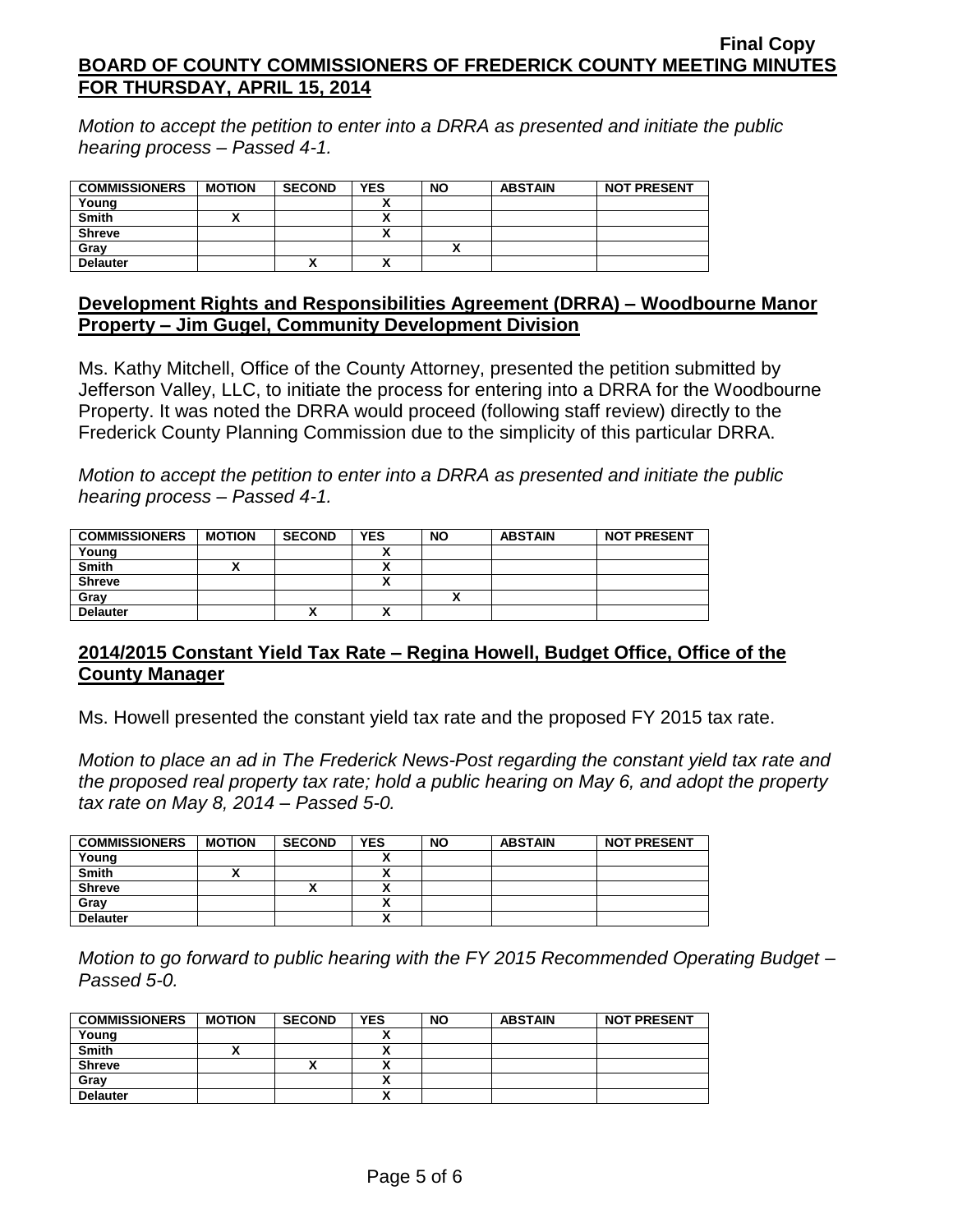**Final Copy**

**BOARD OF COUNTY COMMISSIONERS OF FREDERICK COUNTY MEETING MINUTES FOR THURSDAY, APRIL 15, 2014**

*Motion to accept the petition to enter into a DRRA as presented and initiate the public hearing process – Passed 4-1.*

| COMMISSIONERS | MOTION | SECOND | YES | NO | ABSTAIN | NOT PRESENT |
|---|---|---|---|---|---|---|
| Young | | | X | | | |
| Smith | X | | X | | | |
| Shreve | | | X | | | |
| Gray | | | | X | | |
| Delauter | | X | X | | | |

## Development Rights and Responsibilities Agreement (DRRA) – Woodbourne Manor Property – Jim Gugel, Community Development Division

Ms. Kathy Mitchell, Office of the County Attorney, presented the petition submitted by Jefferson Valley, LLC, to initiate the process for entering into a DRRA for the Woodbourne Property. It was noted the DRRA would proceed (following staff review) directly to the Frederick County Planning Commission due to the simplicity of this particular DRRA.

*Motion to accept the petition to enter into a DRRA as presented and initiate the public hearing process – Passed 4-1.*

| COMMISSIONERS | MOTION | SECOND | YES | NO | ABSTAIN | NOT PRESENT |
|---|---|---|---|---|---|---|
| Young | | | X | | | |
| Smith | X | | X | | | |
| Shreve | | | X | | | |
| Gray | | | | X | | |
| Delauter | | X | X | | | |

## 2014/2015 Constant Yield Tax Rate – Regina Howell, Budget Office, Office of the County Manager

Ms. Howell presented the constant yield tax rate and the proposed FY 2015 tax rate.

*Motion to place an ad in The Frederick News-Post regarding the constant yield tax rate and the proposed real property tax rate; hold a public hearing on May 6, and adopt the property tax rate on May 8, 2014 – Passed 5-0.*

| COMMISSIONERS | MOTION | SECOND | YES | NO | ABSTAIN | NOT PRESENT |
|---|---|---|---|---|---|---|
| Young | | | X | | | |
| Smith | X | | X | | | |
| Shreve | | X | X | | | |
| Gray | | | X | | | |
| Delauter | | | X | | | |

*Motion to go forward to public hearing with the FY 2015 Recommended Operating Budget – Passed 5-0.*

| COMMISSIONERS | MOTION | SECOND | YES | NO | ABSTAIN | NOT PRESENT |
|---|---|---|---|---|---|---|
| Young | | | X | | | |
| Smith | X | | X | | | |
| Shreve | | X | X | | | |
| Gray | | | X | | | |
| Delauter | | | X | | | |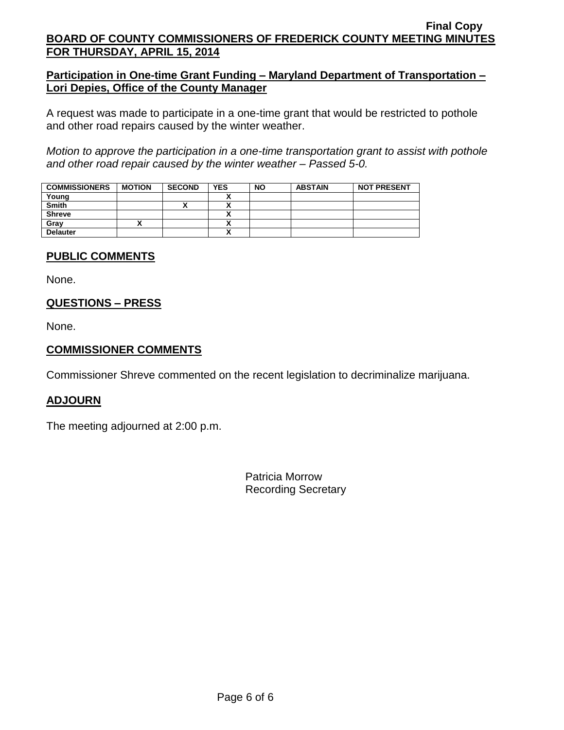## Participation in One-time Grant Funding – Maryland Department of Transportation – Lori Depies, Office of the County Manager

A request was made to participate in a one-time grant that would be restricted to pothole and other road repairs caused by the winter weather.

*Motion to approve the participation in a one-time transportation grant to assist with pothole and other road repair caused by the winter weather – Passed 5-0.*

| COMMISSIONERS | MOTION | SECOND | YES | NO | ABSTAIN | NOT PRESENT |
|---|---|---|---|---|---|---|
| Young | | | X | | | |
| Smith | | X | X | | | |
| Shreve | | | X | | | |
| Gray | X | | X | | | |
| Delauter | | | X | | | |

## PUBLIC COMMENTS

None.

## QUESTIONS – PRESS

None.

## COMMISSIONER COMMENTS

Commissioner Shreve commented on the recent legislation to decriminalize marijuana.

## ADJOURN

The meeting adjourned at 2:00 p.m.

Patricia Morrow
Recording Secretary